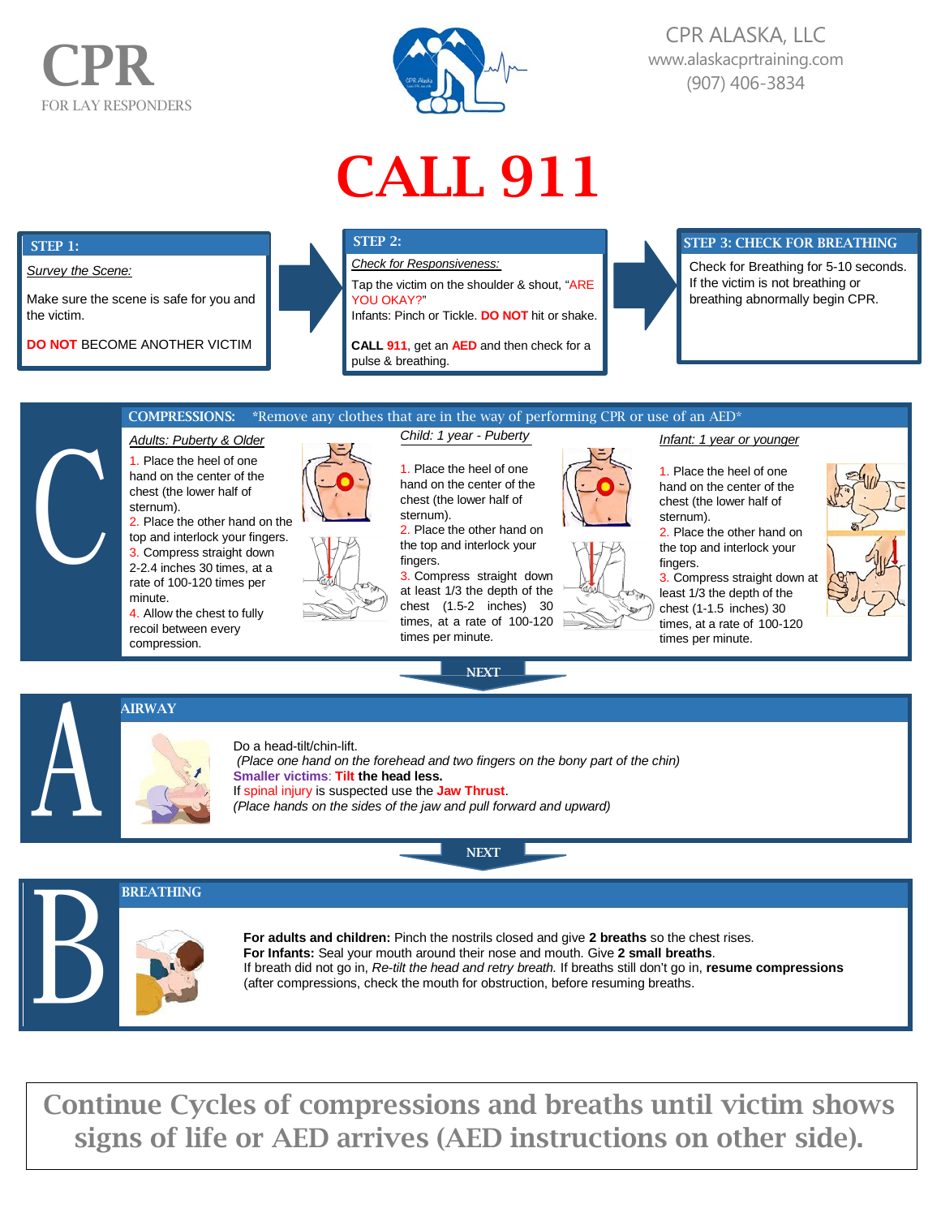# CPR

FOR LAY RESPONDERS

CPR ALASKA, LLC
www.alaskacprtraining.com
(907) 406-3834

# CALL 911

## STEP 1:

*Survey the Scene:*

Make sure the scene is safe for you and the victim.

DO NOT BECOME ANOTHER VICTIM

## STEP 2:

*Check for Responsiveness:*

Tap the victim on the shoulder & shout, "ARE YOU OKAY?"
Infants: Pinch or Tickle. DO NOT hit or shake.

**CALL 911**, get an **AED** and then check for a pulse & breathing.

## STEP 3: CHECK FOR BREATHING

Check for Breathing for 5-10 seconds. If the victim is not breathing or breathing abnormally begin CPR.

## C — COMPRESSIONS: *Remove any clothes that are in the way of performing CPR or use of an AED*

### *Adults: Puberty & Older*

1. Place the heel of one hand on the center of the chest (the lower half of sternum).
2. Place the other hand on the top and interlock your fingers.
3. Compress straight down 2-2.4 inches 30 times, at a rate of 100-120 times per minute.
4. Allow the chest to fully recoil between every compression.

### *Child: 1 year - Puberty*

1. Place the heel of one hand on the center of the chest (the lower half of sternum).
2. Place the other hand on the top and interlock your fingers.
3. Compress straight down at least 1/3 the depth of the chest (1.5-2 inches) 30 times, at a rate of 100-120 times per minute.

### *Infant: 1 year or younger*

1. Place the heel of one hand on the center of the chest (the lower half of sternum).
2. Place the other hand on the top and interlock your fingers.
3. Compress straight down at least 1/3 the depth of the chest (1-1.5 inches) 30 times, at a rate of 100-120 times per minute.

NEXT

## A — AIRWAY

Do a head-tilt/chin-lift.
*(Place one hand on the forehead and two fingers on the bony part of the chin)*
**Smaller victims: Tilt the head less.**
If spinal injury is suspected use the **Jaw Thrust**.
*(Place hands on the sides of the jaw and pull forward and upward)*

NEXT

## B — BREATHING

**For adults and children:** Pinch the nostrils closed and give **2 breaths** so the chest rises.
**For Infants:** Seal your mouth around their nose and mouth. Give **2 small breaths**.
If breath did not go in, *Re-tilt the head and retry breath.* If breaths still don't go in, **resume compressions** (after compressions, check the mouth for obstruction, before resuming breaths.

**Continue Cycles of compressions and breaths until victim shows signs of life or AED arrives (AED instructions on other side).**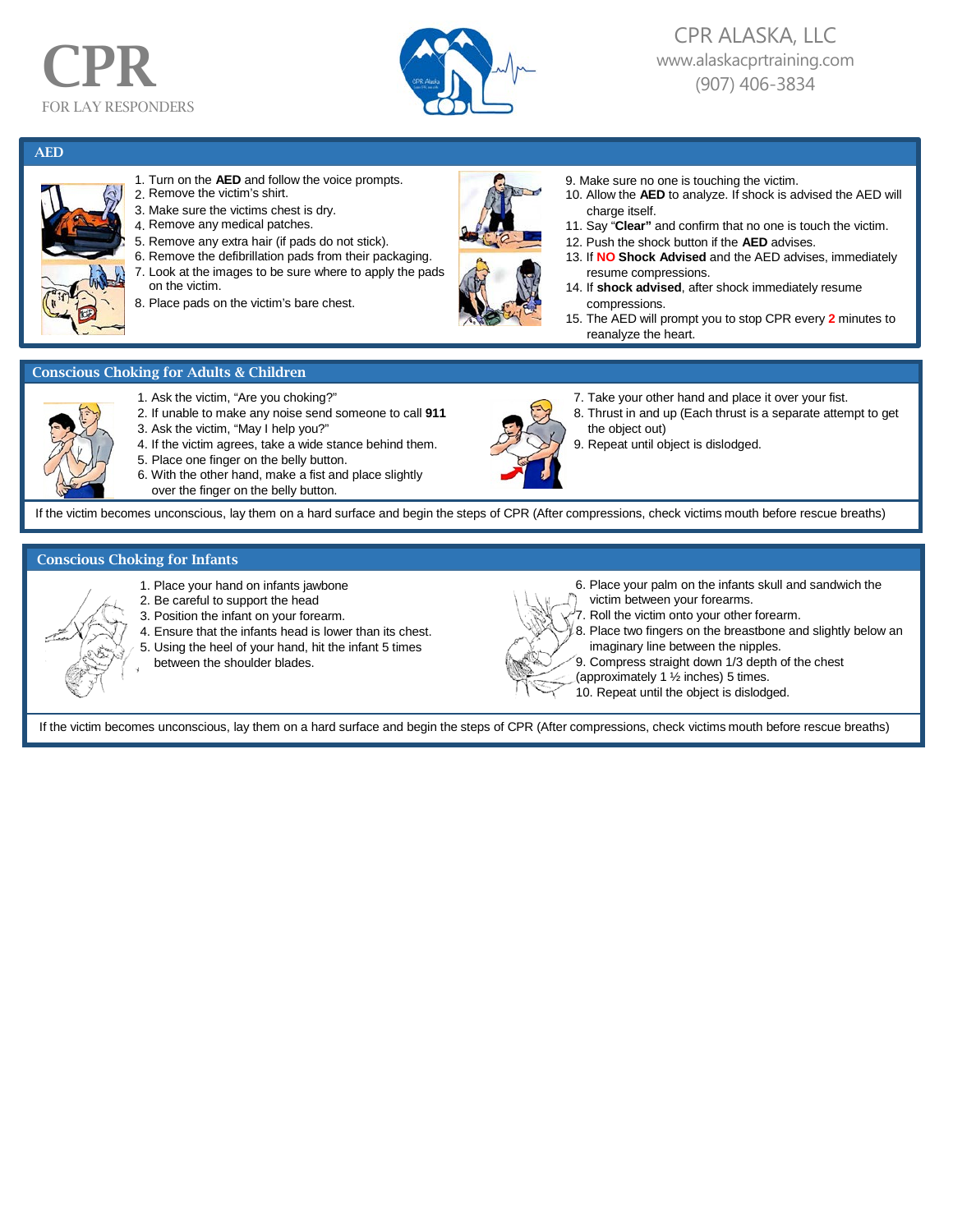# CPR

FOR LAY RESPONDERS

CPR ALASKA, LLC
www.alaskacprtraining.com
(907) 406-3834

## AED

1. Turn on the **AED** and follow the voice prompts.
2. Remove the victim's shirt.
3. Make sure the victims chest is dry.
4. Remove any medical patches.
5. Remove any extra hair (if pads do not stick).
6. Remove the defibrillation pads from their packaging.
7. Look at the images to be sure where to apply the pads on the victim.
8. Place pads on the victim's bare chest.
9. Make sure no one is touching the victim.
10. Allow the **AED** to analyze. If shock is advised the AED will charge itself.
11. Say "**Clear"** and confirm that no one is touch the victim.
12. Push the shock button if the **AED** advises.
13. If **NO Shock Advised** and the AED advises, immediately resume compressions.
14. If **shock advised**, after shock immediately resume compressions.
15. The AED will prompt you to stop CPR every **2** minutes to reanalyze the heart.

## Conscious Choking for Adults & Children

1. Ask the victim, "Are you choking?"
2. If unable to make any noise send someone to call **911**
3. Ask the victim, "May I help you?"
4. If the victim agrees, take a wide stance behind them.
5. Place one finger on the belly button.
6. With the other hand, make a fist and place slightly over the finger on the belly button.
7. Take your other hand and place it over your fist.
8. Thrust in and up (Each thrust is a separate attempt to get the object out)
9. Repeat until object is dislodged.

If the victim becomes unconscious, lay them on a hard surface and begin the steps of CPR (After compressions, check victims mouth before rescue breaths)

## Conscious Choking for Infants

1. Place your hand on infants jawbone
2. Be careful to support the head
3. Position the infant on your forearm.
4. Ensure that the infants head is lower than its chest.
5. Using the heel of your hand, hit the infant 5 times between the shoulder blades.
6. Place your palm on the infants skull and sandwich the victim between your forearms.
7. Roll the victim onto your other forearm.
8. Place two fingers on the breastbone and slightly below an imaginary line between the nipples.
9. Compress straight down 1/3 depth of the chest (approximately 1 ½ inches) 5 times.
10. Repeat until the object is dislodged.

If the victim becomes unconscious, lay them on a hard surface and begin the steps of CPR (After compressions, check victims mouth before rescue breaths)